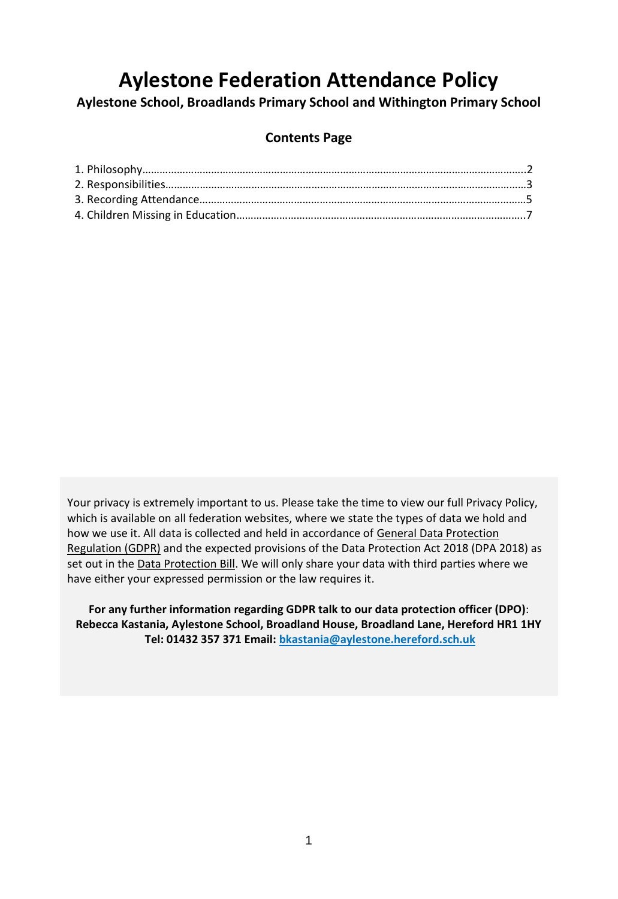# Aylestone Federation Attendance Policy

**Aylestone School, Broadlands Primary School and Withington Primary School**

## Contents Page

1. Philosophy……………………………………………………………………………………………………………..2
2. Responsibilities………………………………………………………………………………………………………3
3. Recording Attendance…………………………………………………………………………………………….5
4. Children Missing in Education……………………………………………………………………………….7

Your privacy is extremely important to us. Please take the time to view our full Privacy Policy, which is available on all federation websites, where we state the types of data we hold and how we use it. All data is collected and held in accordance of General Data Protection Regulation (GDPR) and the expected provisions of the Data Protection Act 2018 (DPA 2018) as set out in the Data Protection Bill. We will only share your data with third parties where we have either your expressed permission or the law requires it.

**For any further information regarding GDPR talk to our data protection officer (DPO)**: **Rebecca Kastania, Aylestone School, Broadland House, Broadland Lane, Hereford HR1 1HY Tel: 01432 357 371 Email: bkastania@aylestone.hereford.sch.uk**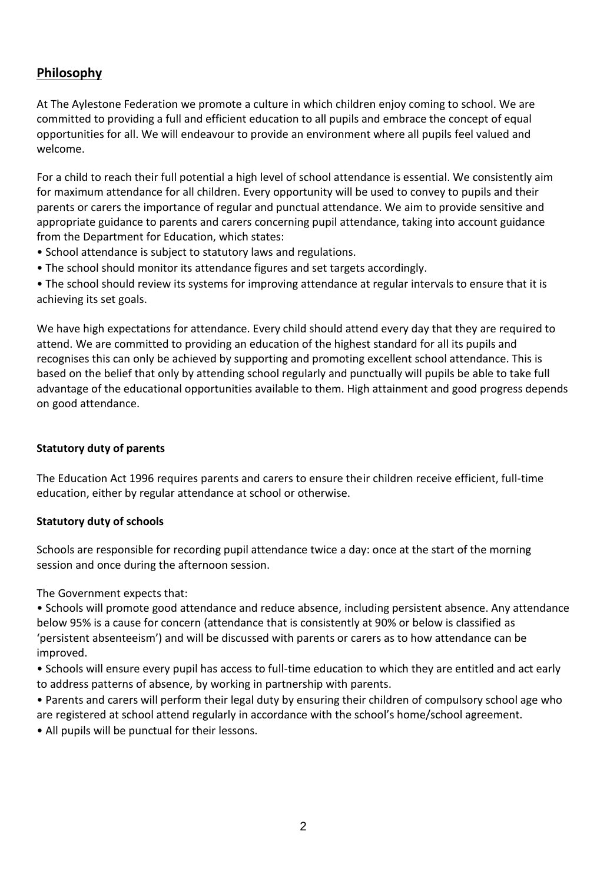## Philosophy

At The Aylestone Federation we promote a culture in which children enjoy coming to school. We are committed to providing a full and efficient education to all pupils and embrace the concept of equal opportunities for all. We will endeavour to provide an environment where all pupils feel valued and welcome.

For a child to reach their full potential a high level of school attendance is essential. We consistently aim for maximum attendance for all children. Every opportunity will be used to convey to pupils and their parents or carers the importance of regular and punctual attendance. We aim to provide sensitive and appropriate guidance to parents and carers concerning pupil attendance, taking into account guidance from the Department for Education, which states:

- School attendance is subject to statutory laws and regulations.
- The school should monitor its attendance figures and set targets accordingly.
- The school should review its systems for improving attendance at regular intervals to ensure that it is achieving its set goals.

We have high expectations for attendance. Every child should attend every day that they are required to attend. We are committed to providing an education of the highest standard for all its pupils and recognises this can only be achieved by supporting and promoting excellent school attendance. This is based on the belief that only by attending school regularly and punctually will pupils be able to take full advantage of the educational opportunities available to them. High attainment and good progress depends on good attendance.

**Statutory duty of parents**

The Education Act 1996 requires parents and carers to ensure their children receive efficient, full-time education, either by regular attendance at school or otherwise.

**Statutory duty of schools**

Schools are responsible for recording pupil attendance twice a day: once at the start of the morning session and once during the afternoon session.

The Government expects that:

- Schools will promote good attendance and reduce absence, including persistent absence. Any attendance below 95% is a cause for concern (attendance that is consistently at 90% or below is classified as 'persistent absenteeism') and will be discussed with parents or carers as to how attendance can be improved.
- Schools will ensure every pupil has access to full-time education to which they are entitled and act early to address patterns of absence, by working in partnership with parents.
- Parents and carers will perform their legal duty by ensuring their children of compulsory school age who are registered at school attend regularly in accordance with the school's home/school agreement.
- All pupils will be punctual for their lessons.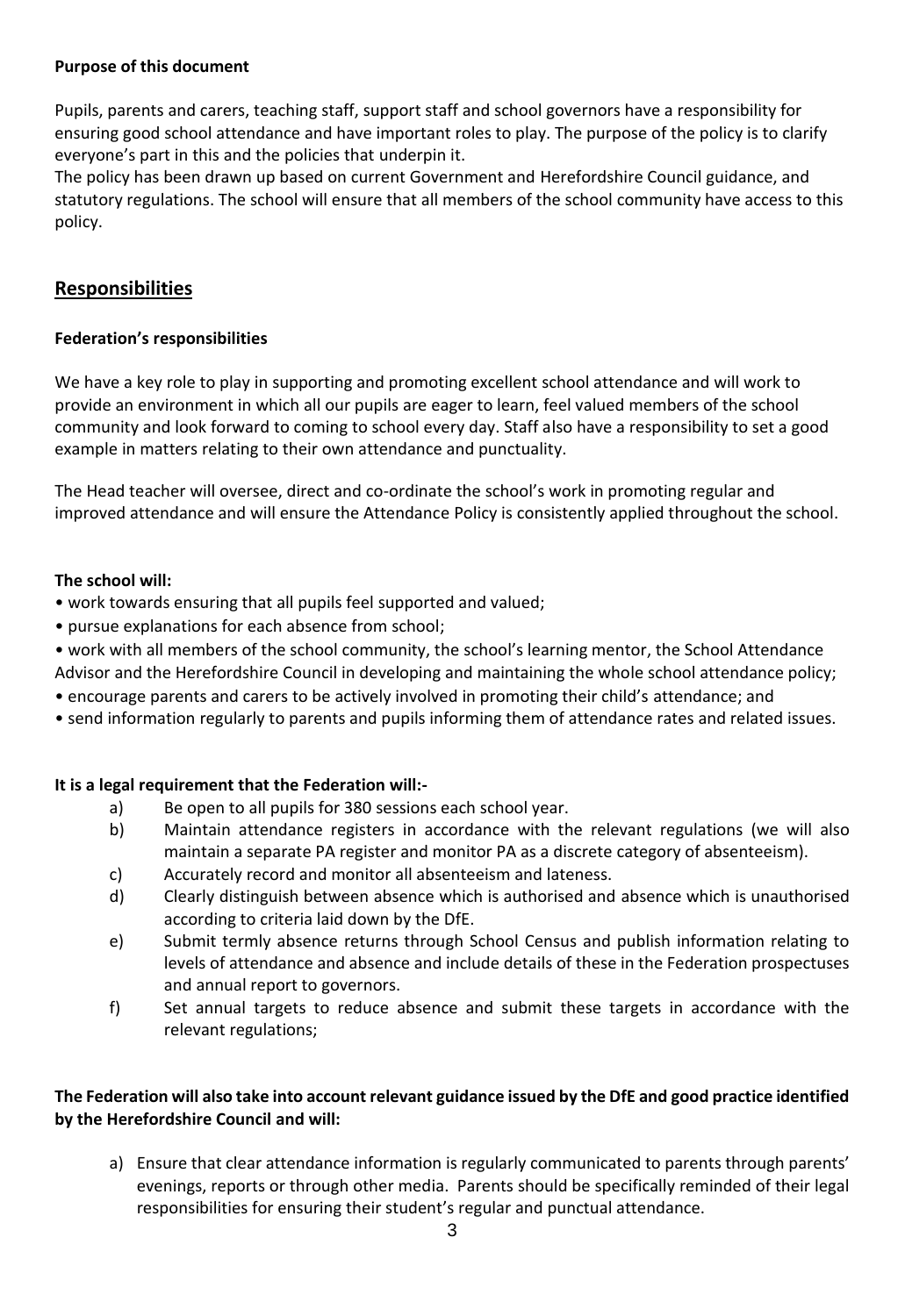**Purpose of this document**

Pupils, parents and carers, teaching staff, support staff and school governors have a responsibility for ensuring good school attendance and have important roles to play. The purpose of the policy is to clarify everyone's part in this and the policies that underpin it.
The policy has been drawn up based on current Government and Herefordshire Council guidance, and statutory regulations. The school will ensure that all members of the school community have access to this policy.

## Responsibilities

### Federation's responsibilities

We have a key role to play in supporting and promoting excellent school attendance and will work to provide an environment in which all our pupils are eager to learn, feel valued members of the school community and look forward to coming to school every day. Staff also have a responsibility to set a good example in matters relating to their own attendance and punctuality.

The Head teacher will oversee, direct and co-ordinate the school's work in promoting regular and improved attendance and will ensure the Attendance Policy is consistently applied throughout the school.

**The school will:**

- work towards ensuring that all pupils feel supported and valued;
- pursue explanations for each absence from school;
- work with all members of the school community, the school's learning mentor, the School Attendance Advisor and the Herefordshire Council in developing and maintaining the whole school attendance policy;
- encourage parents and carers to be actively involved in promoting their child's attendance; and
- send information regularly to parents and pupils informing them of attendance rates and related issues.

**It is a legal requirement that the Federation will:-**

a) Be open to all pupils for 380 sessions each school year.
b) Maintain attendance registers in accordance with the relevant regulations (we will also maintain a separate PA register and monitor PA as a discrete category of absenteeism).
c) Accurately record and monitor all absenteeism and lateness.
d) Clearly distinguish between absence which is authorised and absence which is unauthorised according to criteria laid down by the DfE.
e) Submit termly absence returns through School Census and publish information relating to levels of attendance and absence and include details of these in the Federation prospectuses and annual report to governors.
f) Set annual targets to reduce absence and submit these targets in accordance with the relevant regulations;

**The Federation will also take into account relevant guidance issued by the DfE and good practice identified by the Herefordshire Council and will:**

a) Ensure that clear attendance information is regularly communicated to parents through parents' evenings, reports or through other media. Parents should be specifically reminded of their legal responsibilities for ensuring their student's regular and punctual attendance.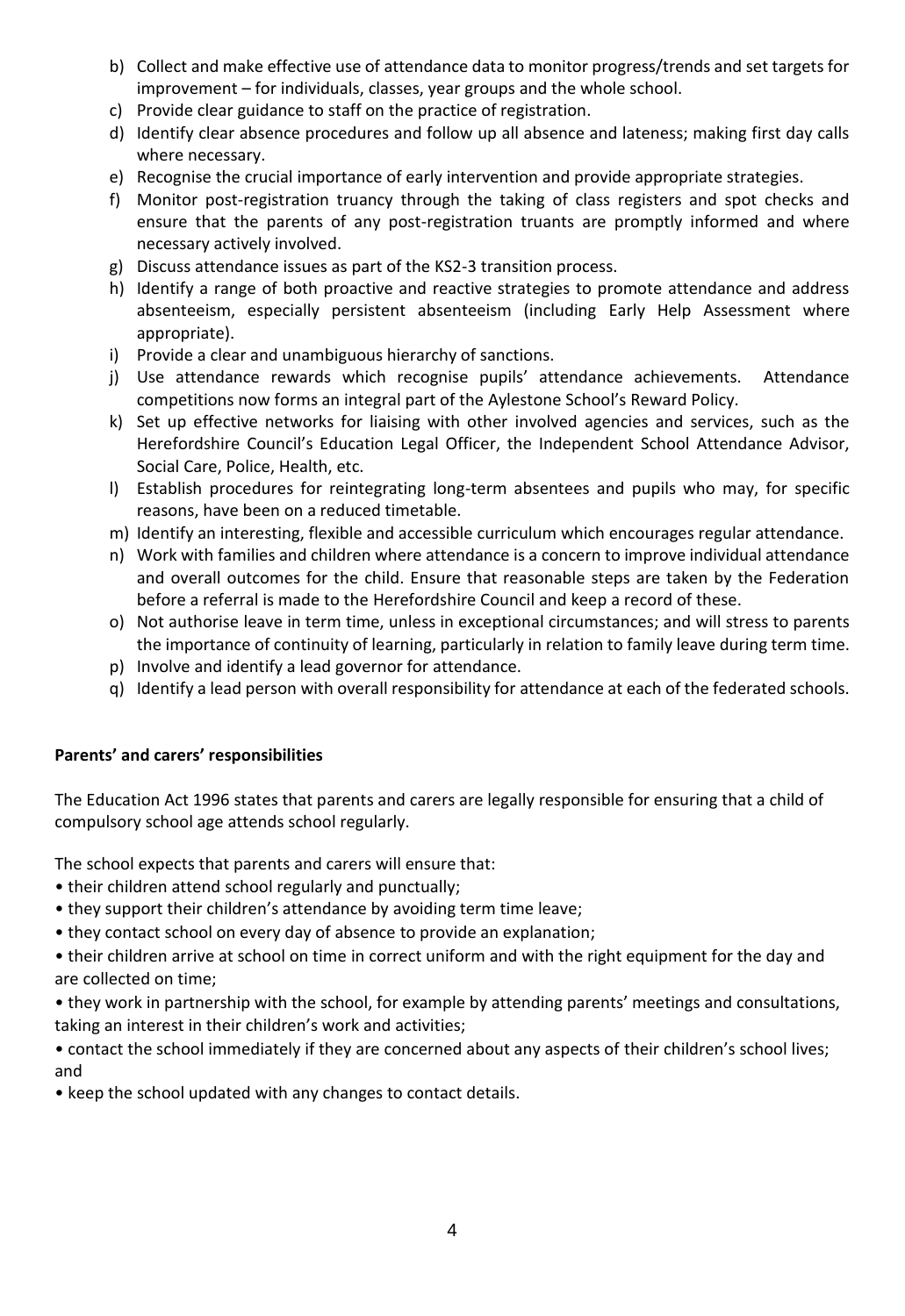b) Collect and make effective use of attendance data to monitor progress/trends and set targets for improvement – for individuals, classes, year groups and the whole school.
c) Provide clear guidance to staff on the practice of registration.
d) Identify clear absence procedures and follow up all absence and lateness; making first day calls where necessary.
e) Recognise the crucial importance of early intervention and provide appropriate strategies.
f) Monitor post-registration truancy through the taking of class registers and spot checks and ensure that the parents of any post-registration truants are promptly informed and where necessary actively involved.
g) Discuss attendance issues as part of the KS2-3 transition process.
h) Identify a range of both proactive and reactive strategies to promote attendance and address absenteeism, especially persistent absenteeism (including Early Help Assessment where appropriate).
i) Provide a clear and unambiguous hierarchy of sanctions.
j) Use attendance rewards which recognise pupils' attendance achievements. Attendance competitions now forms an integral part of the Aylestone School's Reward Policy.
k) Set up effective networks for liaising with other involved agencies and services, such as the Herefordshire Council's Education Legal Officer, the Independent School Attendance Advisor, Social Care, Police, Health, etc.
l) Establish procedures for reintegrating long-term absentees and pupils who may, for specific reasons, have been on a reduced timetable.
m) Identify an interesting, flexible and accessible curriculum which encourages regular attendance.
n) Work with families and children where attendance is a concern to improve individual attendance and overall outcomes for the child. Ensure that reasonable steps are taken by the Federation before a referral is made to the Herefordshire Council and keep a record of these.
o) Not authorise leave in term time, unless in exceptional circumstances; and will stress to parents the importance of continuity of learning, particularly in relation to family leave during term time.
p) Involve and identify a lead governor for attendance.
q) Identify a lead person with overall responsibility for attendance at each of the federated schools.

**Parents' and carers' responsibilities**

The Education Act 1996 states that parents and carers are legally responsible for ensuring that a child of compulsory school age attends school regularly.

The school expects that parents and carers will ensure that:

- their children attend school regularly and punctually;
- they support their children's attendance by avoiding term time leave;
- they contact school on every day of absence to provide an explanation;
- their children arrive at school on time in correct uniform and with the right equipment for the day and are collected on time;
- they work in partnership with the school, for example by attending parents' meetings and consultations, taking an interest in their children's work and activities;
- contact the school immediately if they are concerned about any aspects of their children's school lives; and
- keep the school updated with any changes to contact details.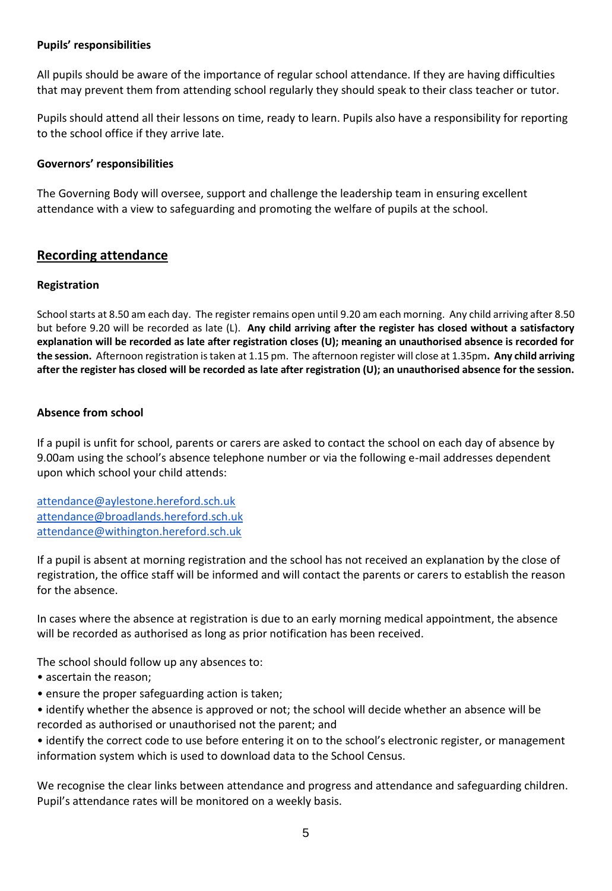**Pupils' responsibilities**

All pupils should be aware of the importance of regular school attendance. If they are having difficulties that may prevent them from attending school regularly they should speak to their class teacher or tutor.

Pupils should attend all their lessons on time, ready to learn. Pupils also have a responsibility for reporting to the school office if they arrive late.

**Governors' responsibilities**

The Governing Body will oversee, support and challenge the leadership team in ensuring excellent attendance with a view to safeguarding and promoting the welfare of pupils at the school.

## Recording attendance

**Registration**

School starts at 8.50 am each day. The register remains open until 9.20 am each morning. Any child arriving after 8.50 but before 9.20 will be recorded as late (L). **Any child arriving after the register has closed without a satisfactory explanation will be recorded as late after registration closes (U); meaning an unauthorised absence is recorded for the session.** Afternoon registration is taken at 1.15 pm. The afternoon register will close at 1.35pm**. Any child arriving after the register has closed will be recorded as late after registration (U); an unauthorised absence for the session.**

**Absence from school**

If a pupil is unfit for school, parents or carers are asked to contact the school on each day of absence by 9.00am using the school's absence telephone number or via the following e-mail addresses dependent upon which school your child attends:

attendance@aylestone.hereford.sch.uk
attendance@broadlands.hereford.sch.uk
attendance@withington.hereford.sch.uk

If a pupil is absent at morning registration and the school has not received an explanation by the close of registration, the office staff will be informed and will contact the parents or carers to establish the reason for the absence.

In cases where the absence at registration is due to an early morning medical appointment, the absence will be recorded as authorised as long as prior notification has been received.

The school should follow up any absences to:

- ascertain the reason;
- ensure the proper safeguarding action is taken;
- identify whether the absence is approved or not; the school will decide whether an absence will be recorded as authorised or unauthorised not the parent; and
- identify the correct code to use before entering it on to the school's electronic register, or management information system which is used to download data to the School Census.

We recognise the clear links between attendance and progress and attendance and safeguarding children. Pupil's attendance rates will be monitored on a weekly basis.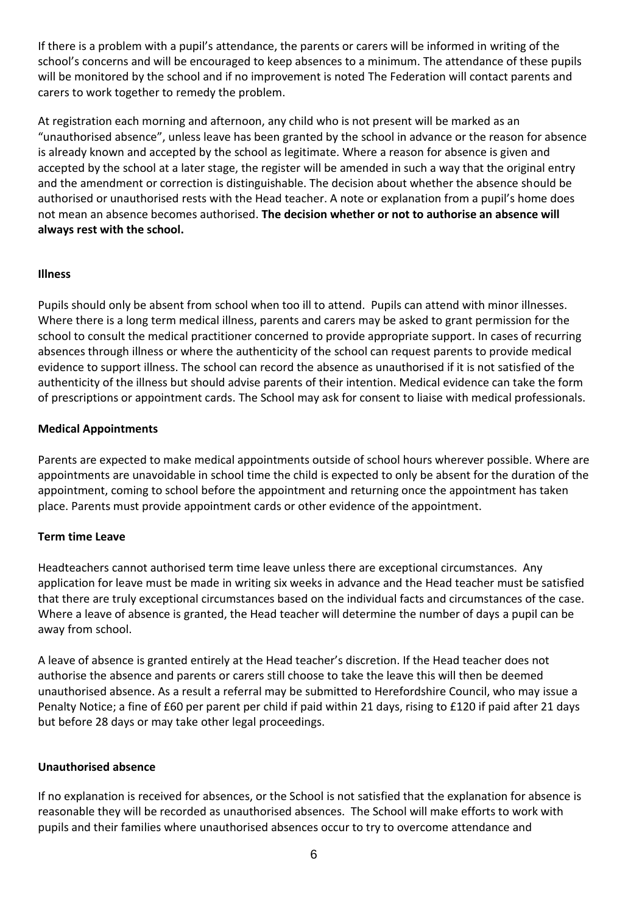If there is a problem with a pupil's attendance, the parents or carers will be informed in writing of the school's concerns and will be encouraged to keep absences to a minimum. The attendance of these pupils will be monitored by the school and if no improvement is noted The Federation will contact parents and carers to work together to remedy the problem.

At registration each morning and afternoon, any child who is not present will be marked as an "unauthorised absence", unless leave has been granted by the school in advance or the reason for absence is already known and accepted by the school as legitimate. Where a reason for absence is given and accepted by the school at a later stage, the register will be amended in such a way that the original entry and the amendment or correction is distinguishable. The decision about whether the absence should be authorised or unauthorised rests with the Head teacher. A note or explanation from a pupil's home does not mean an absence becomes authorised. **The decision whether or not to authorise an absence will always rest with the school.**

**Illness**

Pupils should only be absent from school when too ill to attend. Pupils can attend with minor illnesses. Where there is a long term medical illness, parents and carers may be asked to grant permission for the school to consult the medical practitioner concerned to provide appropriate support. In cases of recurring absences through illness or where the authenticity of the school can request parents to provide medical evidence to support illness. The school can record the absence as unauthorised if it is not satisfied of the authenticity of the illness but should advise parents of their intention. Medical evidence can take the form of prescriptions or appointment cards. The School may ask for consent to liaise with medical professionals.

**Medical Appointments**

Parents are expected to make medical appointments outside of school hours wherever possible. Where are appointments are unavoidable in school time the child is expected to only be absent for the duration of the appointment, coming to school before the appointment and returning once the appointment has taken place. Parents must provide appointment cards or other evidence of the appointment.

**Term time Leave**

Headteachers cannot authorised term time leave unless there are exceptional circumstances. Any application for leave must be made in writing six weeks in advance and the Head teacher must be satisfied that there are truly exceptional circumstances based on the individual facts and circumstances of the case. Where a leave of absence is granted, the Head teacher will determine the number of days a pupil can be away from school.

A leave of absence is granted entirely at the Head teacher's discretion. If the Head teacher does not authorise the absence and parents or carers still choose to take the leave this will then be deemed unauthorised absence. As a result a referral may be submitted to Herefordshire Council, who may issue a Penalty Notice; a fine of £60 per parent per child if paid within 21 days, rising to £120 if paid after 21 days but before 28 days or may take other legal proceedings.

**Unauthorised absence**

If no explanation is received for absences, or the School is not satisfied that the explanation for absence is reasonable they will be recorded as unauthorised absences. The School will make efforts to work with pupils and their families where unauthorised absences occur to try to overcome attendance and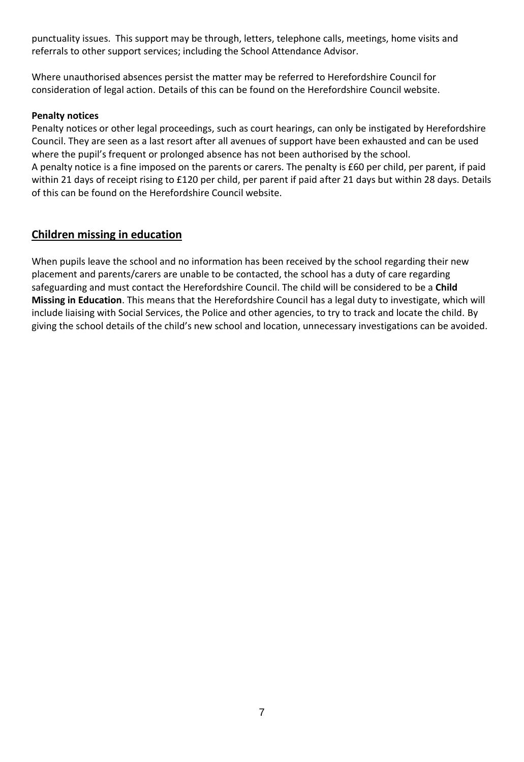punctuality issues. This support may be through, letters, telephone calls, meetings, home visits and referrals to other support services; including the School Attendance Advisor.

Where unauthorised absences persist the matter may be referred to Herefordshire Council for consideration of legal action. Details of this can be found on the Herefordshire Council website.

**Penalty notices**

Penalty notices or other legal proceedings, such as court hearings, can only be instigated by Herefordshire Council. They are seen as a last resort after all avenues of support have been exhausted and can be used where the pupil's frequent or prolonged absence has not been authorised by the school.
A penalty notice is a fine imposed on the parents or carers. The penalty is £60 per child, per parent, if paid within 21 days of receipt rising to £120 per child, per parent if paid after 21 days but within 28 days. Details of this can be found on the Herefordshire Council website.

## Children missing in education

When pupils leave the school and no information has been received by the school regarding their new placement and parents/carers are unable to be contacted, the school has a duty of care regarding safeguarding and must contact the Herefordshire Council. The child will be considered to be a **Child Missing in Education**. This means that the Herefordshire Council has a legal duty to investigate, which will include liaising with Social Services, the Police and other agencies, to try to track and locate the child. By giving the school details of the child's new school and location, unnecessary investigations can be avoided.